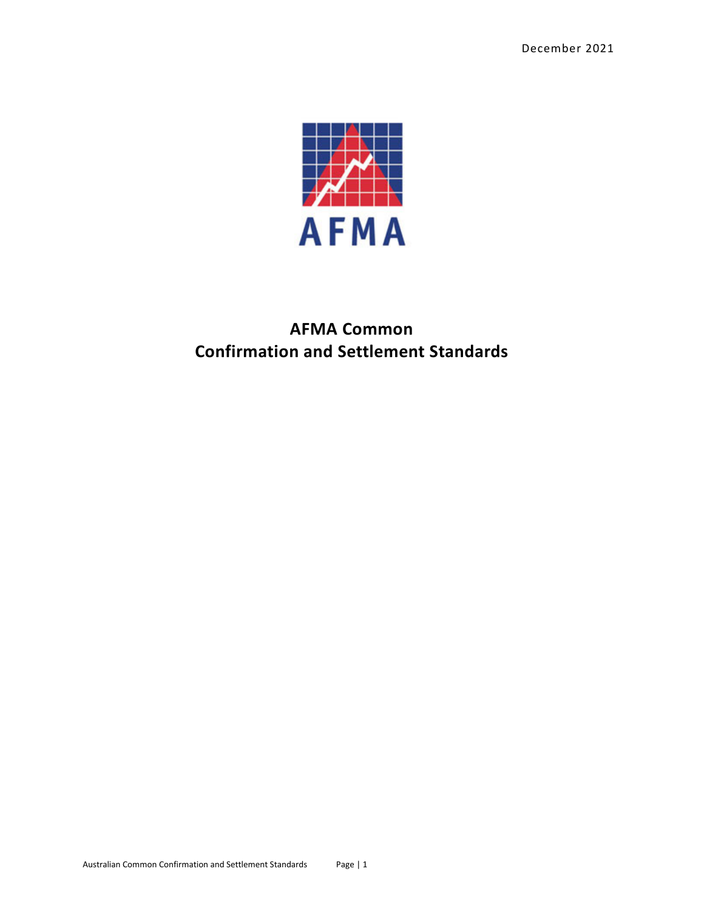December 2021

AFMA

# AFMA Common Confirmation and Settlement Standards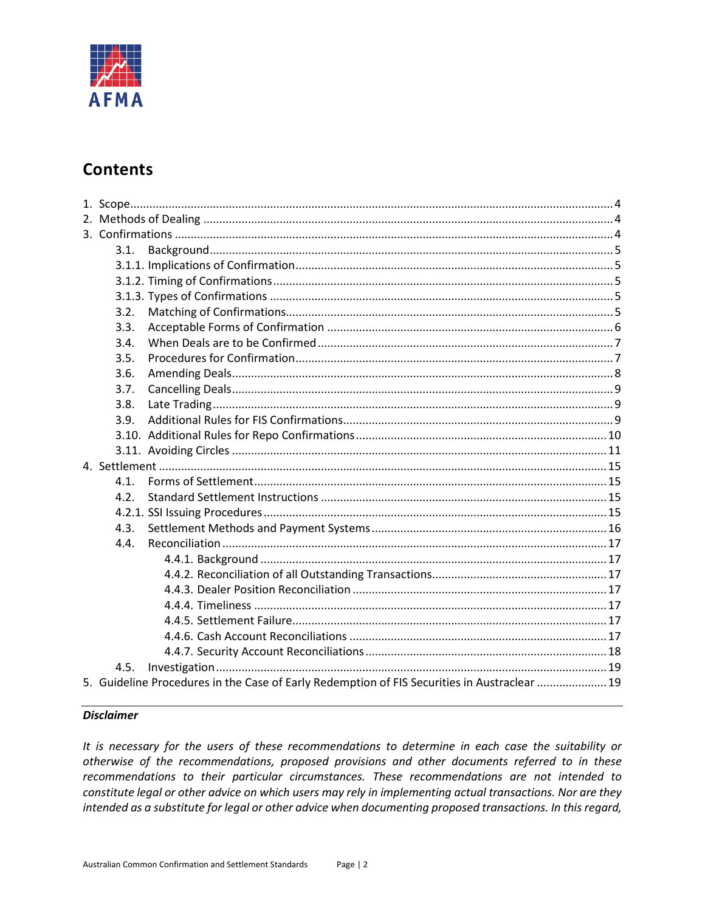AFMA

## Contents

1. Scope ..... 4
2. Methods of Dealing ..... 4
3. Confirmations ..... 4
   - 3.1. Background ..... 5
   - 3.1.1. Implications of Confirmation ..... 5
   - 3.1.2. Timing of Confirmations ..... 5
   - 3.1.3. Types of Confirmations ..... 5
   - 3.2. Matching of Confirmations ..... 5
   - 3.3. Acceptable Forms of Confirmation ..... 6
   - 3.4. When Deals are to be Confirmed ..... 7
   - 3.5. Procedures for Confirmation ..... 7
   - 3.6. Amending Deals ..... 8
   - 3.7. Cancelling Deals ..... 9
   - 3.8. Late Trading ..... 9
   - 3.9. Additional Rules for FIS Confirmations ..... 9
   - 3.10. Additional Rules for Repo Confirmations ..... 10
   - 3.11. Avoiding Circles ..... 11
4. Settlement ..... 15
   - 4.1. Forms of Settlement ..... 15
   - 4.2. Standard Settlement Instructions ..... 15
   - 4.2.1. SSI Issuing Procedures ..... 15
   - 4.3. Settlement Methods and Payment Systems ..... 16
   - 4.4. Reconciliation ..... 17
     - 4.4.1. Background ..... 17
     - 4.4.2. Reconciliation of all Outstanding Transactions ..... 17
     - 4.4.3. Dealer Position Reconciliation ..... 17
     - 4.4.4. Timeliness ..... 17
     - 4.4.5. Settlement Failure ..... 17
     - 4.4.6. Cash Account Reconciliations ..... 17
     - 4.4.7. Security Account Reconciliations ..... 18
   - 4.5. Investigation ..... 19
5. Guideline Procedures in the Case of Early Redemption of FIS Securities in Austraclear ..... 19

***Disclaimer***

*It is necessary for the users of these recommendations to determine in each case the suitability or otherwise of the recommendations, proposed provisions and other documents referred to in these recommendations to their particular circumstances. These recommendations are not intended to constitute legal or other advice on which users may rely in implementing actual transactions. Nor are they intended as a substitute for legal or other advice when documenting proposed transactions. In this regard,*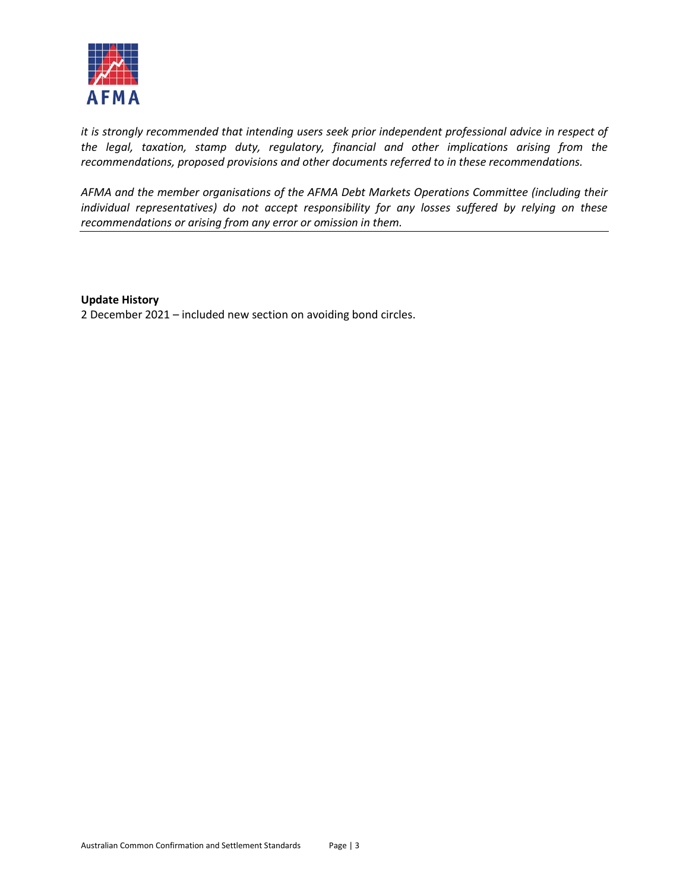*it is strongly recommended that intending users seek prior independent professional advice in respect of the legal, taxation, stamp duty, regulatory, financial and other implications arising from the recommendations, proposed provisions and other documents referred to in these recommendations.*

*AFMA and the member organisations of the AFMA Debt Markets Operations Committee (including their individual representatives) do not accept responsibility for any losses suffered by relying on these recommendations or arising from any error or omission in them.*

---

**Update History**

2 December 2021 – included new section on avoiding bond circles.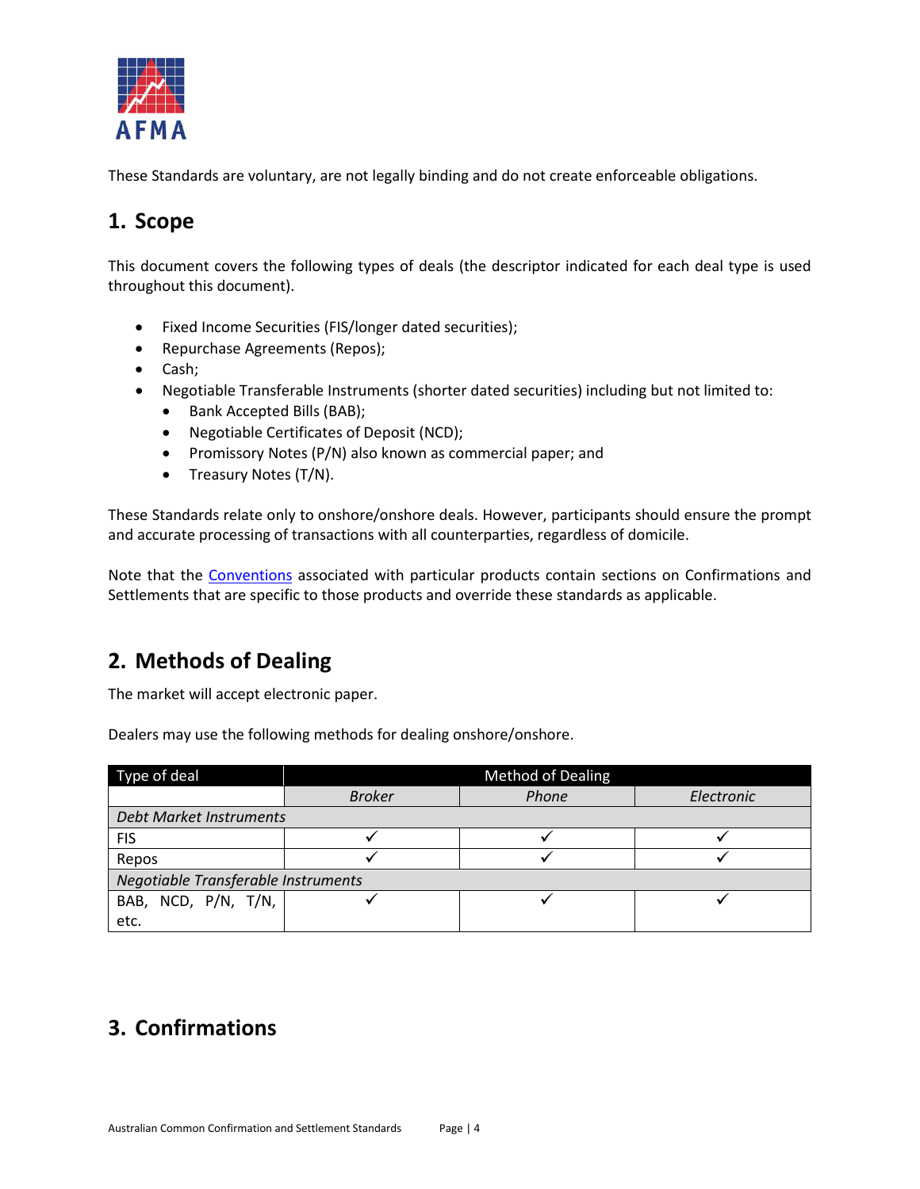These Standards are voluntary, are not legally binding and do not create enforceable obligations.

## 1. Scope

This document covers the following types of deals (the descriptor indicated for each deal type is used throughout this document).

- Fixed Income Securities (FIS/longer dated securities);
- Repurchase Agreements (Repos);
- Cash;
- Negotiable Transferable Instruments (shorter dated securities) including but not limited to:
  - Bank Accepted Bills (BAB);
  - Negotiable Certificates of Deposit (NCD);
  - Promissory Notes (P/N) also known as commercial paper; and
  - Treasury Notes (T/N).

These Standards relate only to onshore/onshore deals. However, participants should ensure the prompt and accurate processing of transactions with all counterparties, regardless of domicile.

Note that the Conventions associated with particular products contain sections on Confirmations and Settlements that are specific to those products and override these standards as applicable.

## 2. Methods of Dealing

The market will accept electronic paper.

Dealers may use the following methods for dealing onshore/onshore.

| Type of deal | Method of Dealing | | |
|---|---|---|---|
| | *Broker* | *Phone* | *Electronic* |
| *Debt Market Instruments* | | | |
| FIS | ✓ | ✓ | ✓ |
| Repos | ✓ | ✓ | ✓ |
| *Negotiable Transferable Instruments* | | | |
| BAB, NCD, P/N, T/N, etc. | ✓ | ✓ | ✓ |

## 3. Confirmations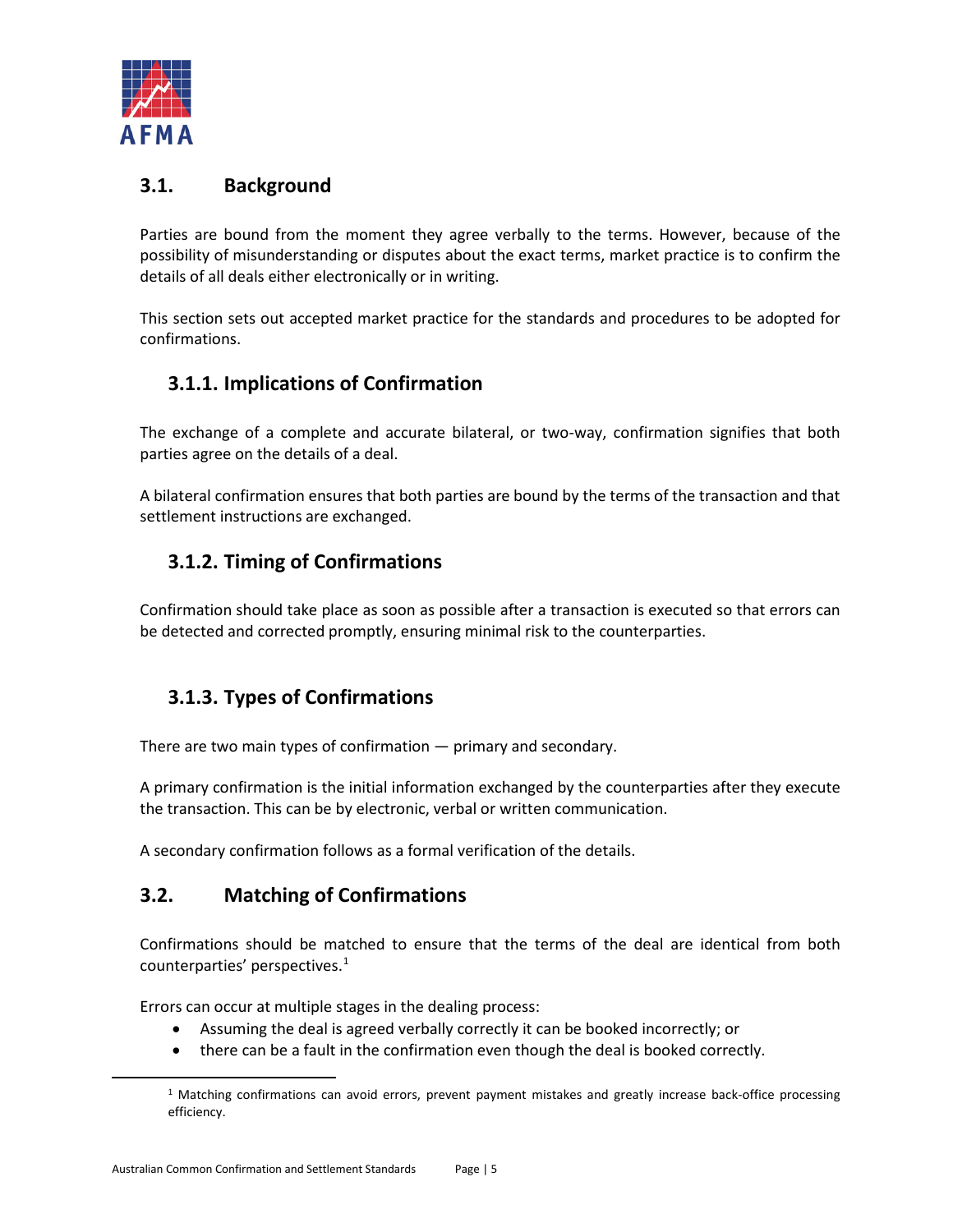## 3.1. Background

Parties are bound from the moment they agree verbally to the terms. However, because of the possibility of misunderstanding or disputes about the exact terms, market practice is to confirm the details of all deals either electronically or in writing.

This section sets out accepted market practice for the standards and procedures to be adopted for confirmations.

### 3.1.1. Implications of Confirmation

The exchange of a complete and accurate bilateral, or two-way, confirmation signifies that both parties agree on the details of a deal.

A bilateral confirmation ensures that both parties are bound by the terms of the transaction and that settlement instructions are exchanged.

### 3.1.2. Timing of Confirmations

Confirmation should take place as soon as possible after a transaction is executed so that errors can be detected and corrected promptly, ensuring minimal risk to the counterparties.

### 3.1.3. Types of Confirmations

There are two main types of confirmation — primary and secondary.

A primary confirmation is the initial information exchanged by the counterparties after they execute the transaction. This can be by electronic, verbal or written communication.

A secondary confirmation follows as a formal verification of the details.

## 3.2. Matching of Confirmations

Confirmations should be matched to ensure that the terms of the deal are identical from both counterparties' perspectives.[1]

Errors can occur at multiple stages in the dealing process:

- Assuming the deal is agreed verbally correctly it can be booked incorrectly; or
- there can be a fault in the confirmation even though the deal is booked correctly.

[1] Matching confirmations can avoid errors, prevent payment mistakes and greatly increase back-office processing efficiency.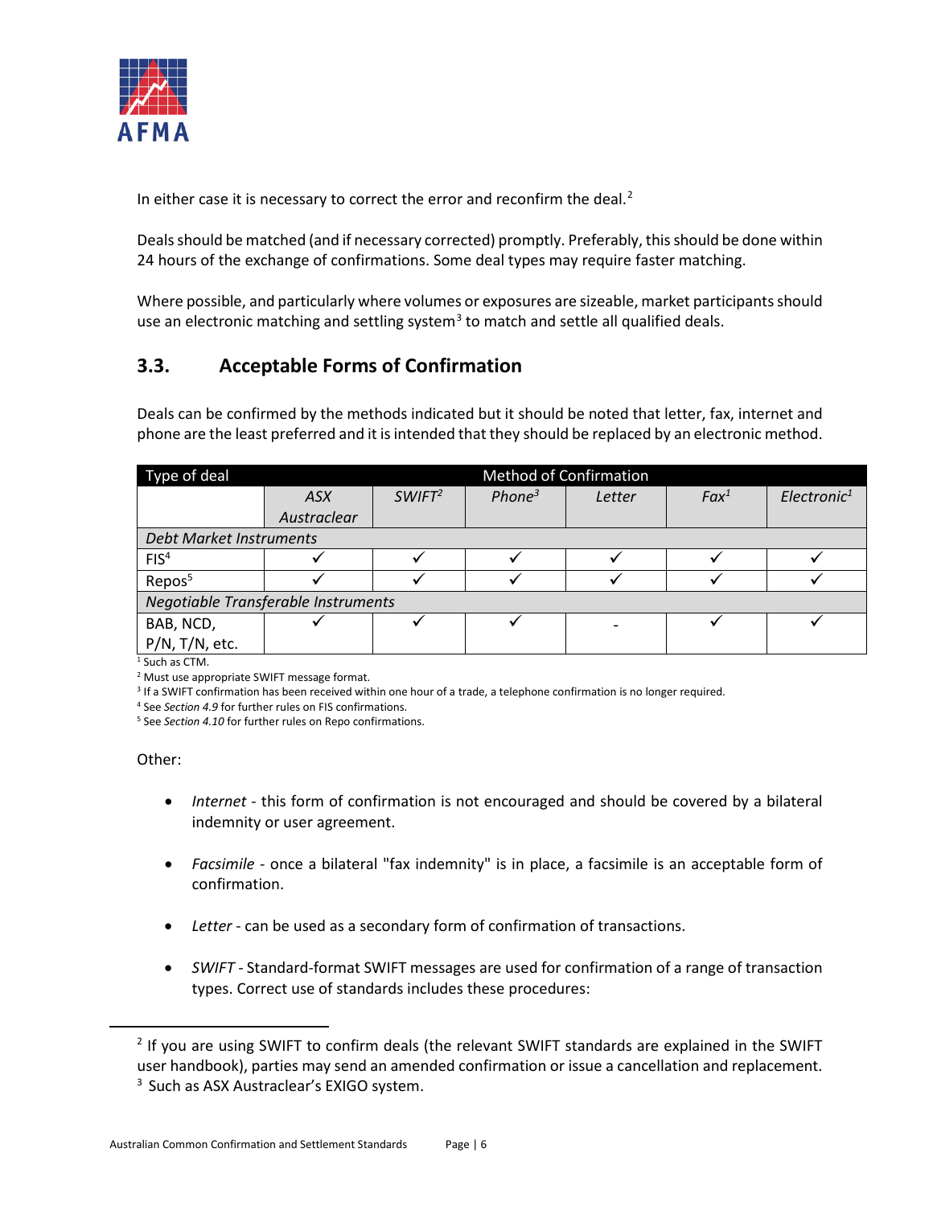In either case it is necessary to correct the error and reconfirm the deal.[2]

Deals should be matched (and if necessary corrected) promptly. Preferably, this should be done within 24 hours of the exchange of confirmations. Some deal types may require faster matching.

Where possible, and particularly where volumes or exposures are sizeable, market participants should use an electronic matching and settling system[3] to match and settle all qualified deals.

## 3.3. Acceptable Forms of Confirmation

Deals can be confirmed by the methods indicated but it should be noted that letter, fax, internet and phone are the least preferred and it is intended that they should be replaced by an electronic method.

| Type of deal | Method of Confirmation | | | | | |
|---|---|---|---|---|---|---|
| | *ASX Austraclear* | *SWIFT*[2] | *Phone*[3] | *Letter* | *Fax*[1] | *Electronic*[1] |
| *Debt Market Instruments* | | | | | | |
| FIS[4] | ✓ | ✓ | ✓ | ✓ | ✓ | ✓ |
| Repos[5] | ✓ | ✓ | ✓ | ✓ | ✓ | ✓ |
| *Negotiable Transferable Instruments* | | | | | | |
| BAB, NCD, P/N, T/N, etc. | ✓ | ✓ | ✓ | - | ✓ | ✓ |

[1] Such as CTM.
[2] Must use appropriate SWIFT message format.
[3] If a SWIFT confirmation has been received within one hour of a trade, a telephone confirmation is no longer required.
[4] See *Section 4.9* for further rules on FIS confirmations.
[5] See *Section 4.10* for further rules on Repo confirmations.

Other:

- *Internet* - this form of confirmation is not encouraged and should be covered by a bilateral indemnity or user agreement.
- *Facsimile* - once a bilateral "fax indemnity" is in place, a facsimile is an acceptable form of confirmation.
- *Letter* - can be used as a secondary form of confirmation of transactions.
- *SWIFT* - Standard-format SWIFT messages are used for confirmation of a range of transaction types. Correct use of standards includes these procedures:

---

[2] If you are using SWIFT to confirm deals (the relevant SWIFT standards are explained in the SWIFT user handbook), parties may send an amended confirmation or issue a cancellation and replacement.

[3] Such as ASX Austraclear's EXIGO system.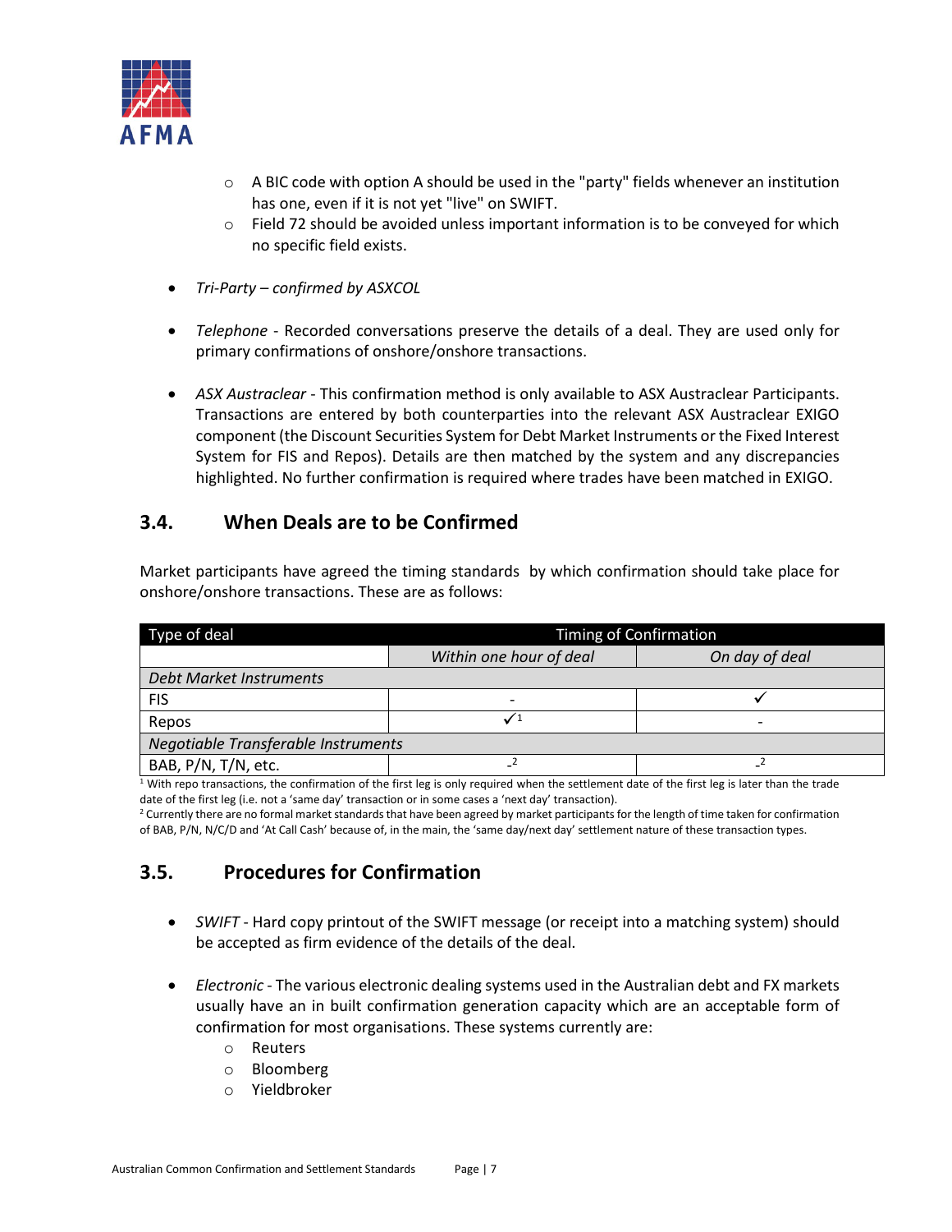- A BIC code with option A should be used in the "party" fields whenever an institution has one, even if it is not yet "live" on SWIFT.
- Field 72 should be avoided unless important information is to be conveyed for which no specific field exists.

- *Tri-Party – confirmed by ASXCOL*

- *Telephone* - Recorded conversations preserve the details of a deal. They are used only for primary confirmations of onshore/onshore transactions.

- *ASX Austraclear* - This confirmation method is only available to ASX Austraclear Participants. Transactions are entered by both counterparties into the relevant ASX Austraclear EXIGO component (the Discount Securities System for Debt Market Instruments or the Fixed Interest System for FIS and Repos). Details are then matched by the system and any discrepancies highlighted. No further confirmation is required where trades have been matched in EXIGO.

## 3.4. When Deals are to be Confirmed

Market participants have agreed the timing standards by which confirmation should take place for onshore/onshore transactions. These are as follows:

| Type of deal | Timing of Confirmation | |
|---|---|---|
| | *Within one hour of deal* | *On day of deal* |
| *Debt Market Instruments* | | |
| FIS | - | ✓ |
| Repos | ✓[1] | - |
| *Negotiable Transferable Instruments* | | |
| BAB, P/N, T/N, etc. | -[2] | -[2] |

[1] With repo transactions, the confirmation of the first leg is only required when the settlement date of the first leg is later than the trade date of the first leg (i.e. not a 'same day' transaction or in some cases a 'next day' transaction).

[2] Currently there are no formal market standards that have been agreed by market participants for the length of time taken for confirmation of BAB, P/N, N/C/D and 'At Call Cash' because of, in the main, the 'same day/next day' settlement nature of these transaction types.

## 3.5. Procedures for Confirmation

- *SWIFT* - Hard copy printout of the SWIFT message (or receipt into a matching system) should be accepted as firm evidence of the details of the deal.

- *Electronic* - The various electronic dealing systems used in the Australian debt and FX markets usually have an in built confirmation generation capacity which are an acceptable form of confirmation for most organisations. These systems currently are:
  - Reuters
  - Bloomberg
  - Yieldbroker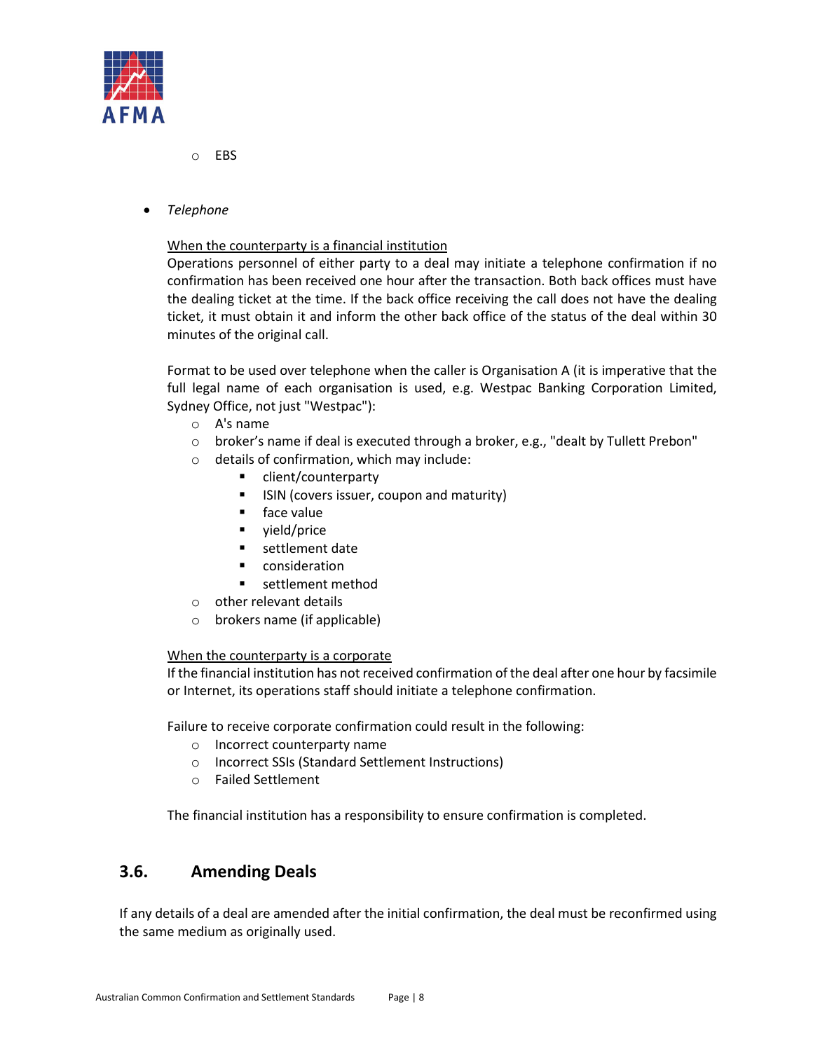- EBS

- *Telephone*

  <u>When the counterparty is a financial institution</u>
  Operations personnel of either party to a deal may initiate a telephone confirmation if no confirmation has been received one hour after the transaction. Both back offices must have the dealing ticket at the time. If the back office receiving the call does not have the dealing ticket, it must obtain it and inform the other back office of the status of the deal within 30 minutes of the original call.

  Format to be used over telephone when the caller is Organisation A (it is imperative that the full legal name of each organisation is used, e.g. Westpac Banking Corporation Limited, Sydney Office, not just "Westpac"):
  - A's name
  - broker's name if deal is executed through a broker, e.g., "dealt by Tullett Prebon"
  - details of confirmation, which may include:
    - client/counterparty
    - ISIN (covers issuer, coupon and maturity)
    - face value
    - yield/price
    - settlement date
    - consideration
    - settlement method
  - other relevant details
  - brokers name (if applicable)

  <u>When the counterparty is a corporate</u>
  If the financial institution has not received confirmation of the deal after one hour by facsimile or Internet, its operations staff should initiate a telephone confirmation.

  Failure to receive corporate confirmation could result in the following:
  - Incorrect counterparty name
  - Incorrect SSIs (Standard Settlement Instructions)
  - Failed Settlement

  The financial institution has a responsibility to ensure confirmation is completed.

## 3.6. Amending Deals

If any details of a deal are amended after the initial confirmation, the deal must be reconfirmed using the same medium as originally used.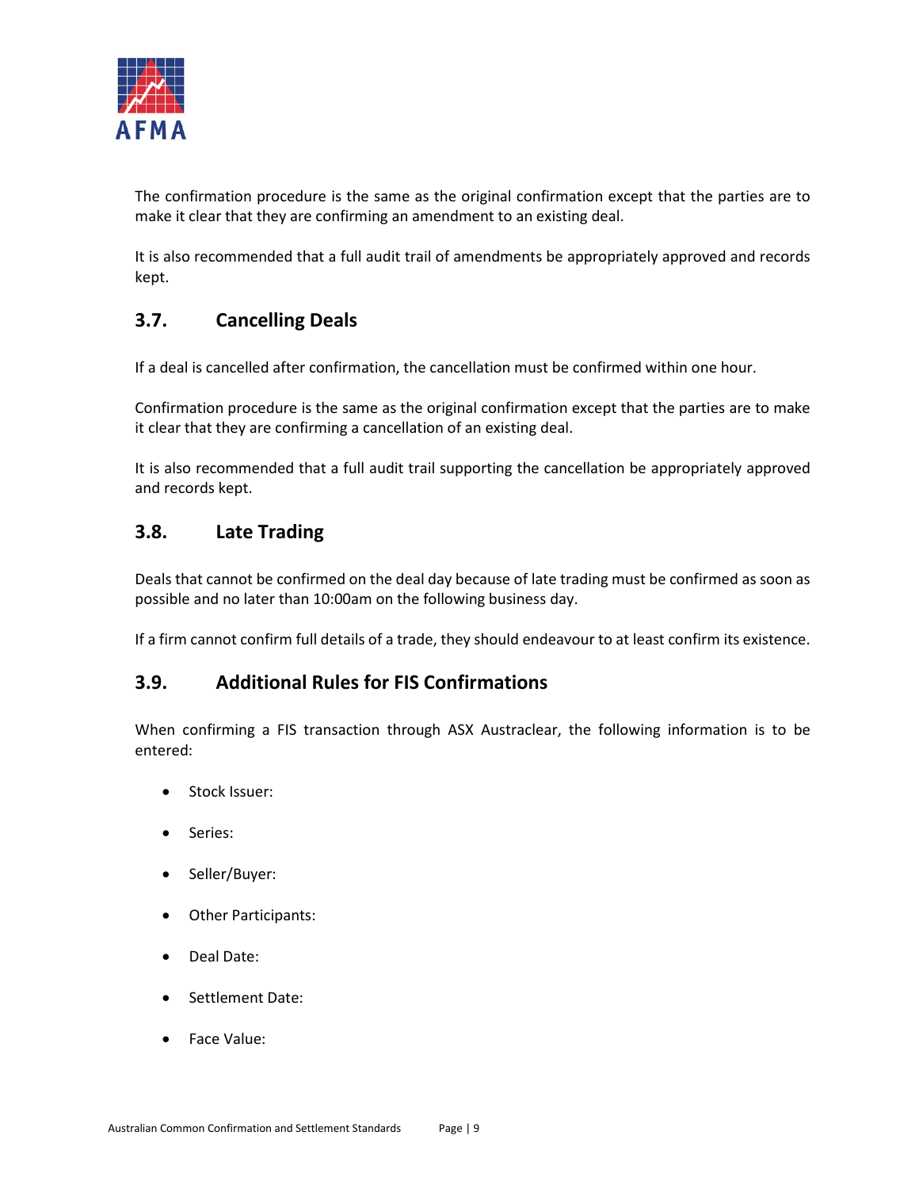The confirmation procedure is the same as the original confirmation except that the parties are to make it clear that they are confirming an amendment to an existing deal.

It is also recommended that a full audit trail of amendments be appropriately approved and records kept.

## 3.7. Cancelling Deals

If a deal is cancelled after confirmation, the cancellation must be confirmed within one hour.

Confirmation procedure is the same as the original confirmation except that the parties are to make it clear that they are confirming a cancellation of an existing deal.

It is also recommended that a full audit trail supporting the cancellation be appropriately approved and records kept.

## 3.8. Late Trading

Deals that cannot be confirmed on the deal day because of late trading must be confirmed as soon as possible and no later than 10:00am on the following business day.

If a firm cannot confirm full details of a trade, they should endeavour to at least confirm its existence.

## 3.9. Additional Rules for FIS Confirmations

When confirming a FIS transaction through ASX Austraclear, the following information is to be entered:

- Stock Issuer:
- Series:
- Seller/Buyer:
- Other Participants:
- Deal Date:
- Settlement Date:
- Face Value: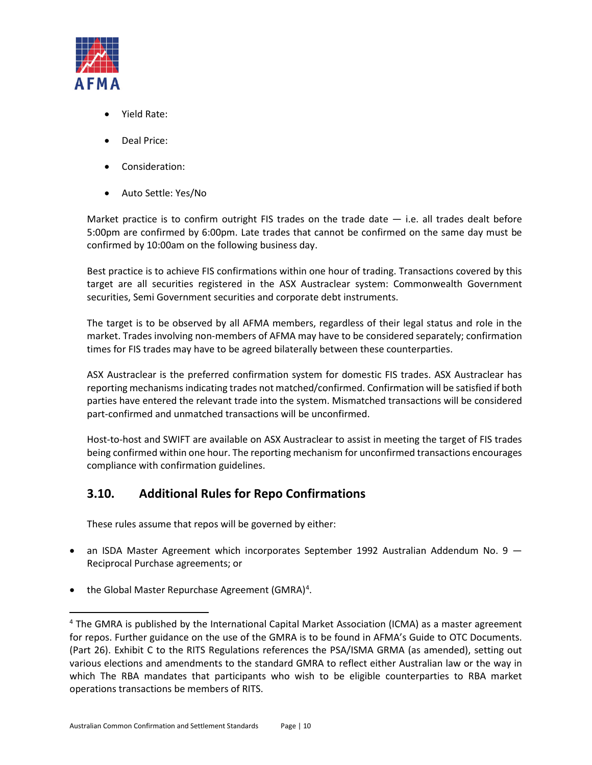- Yield Rate:
- Deal Price:
- Consideration:
- Auto Settle: Yes/No

Market practice is to confirm outright FIS trades on the trade date — i.e. all trades dealt before 5:00pm are confirmed by 6:00pm. Late trades that cannot be confirmed on the same day must be confirmed by 10:00am on the following business day.

Best practice is to achieve FIS confirmations within one hour of trading. Transactions covered by this target are all securities registered in the ASX Austraclear system: Commonwealth Government securities, Semi Government securities and corporate debt instruments.

The target is to be observed by all AFMA members, regardless of their legal status and role in the market. Trades involving non-members of AFMA may have to be considered separately; confirmation times for FIS trades may have to be agreed bilaterally between these counterparties.

ASX Austraclear is the preferred confirmation system for domestic FIS trades. ASX Austraclear has reporting mechanisms indicating trades not matched/confirmed. Confirmation will be satisfied if both parties have entered the relevant trade into the system. Mismatched transactions will be considered part-confirmed and unmatched transactions will be unconfirmed.

Host-to-host and SWIFT are available on ASX Austraclear to assist in meeting the target of FIS trades being confirmed within one hour. The reporting mechanism for unconfirmed transactions encourages compliance with confirmation guidelines.

## 3.10. Additional Rules for Repo Confirmations

These rules assume that repos will be governed by either:

- an ISDA Master Agreement which incorporates September 1992 Australian Addendum No. 9 — Reciprocal Purchase agreements; or
- the Global Master Repurchase Agreement (GMRA)[4].

---

[4] The GMRA is published by the International Capital Market Association (ICMA) as a master agreement for repos. Further guidance on the use of the GMRA is to be found in AFMA's Guide to OTC Documents. (Part 26). Exhibit C to the RITS Regulations references the PSA/ISMA GRMA (as amended), setting out various elections and amendments to the standard GMRA to reflect either Australian law or the way in which The RBA mandates that participants who wish to be eligible counterparties to RBA market operations transactions be members of RITS.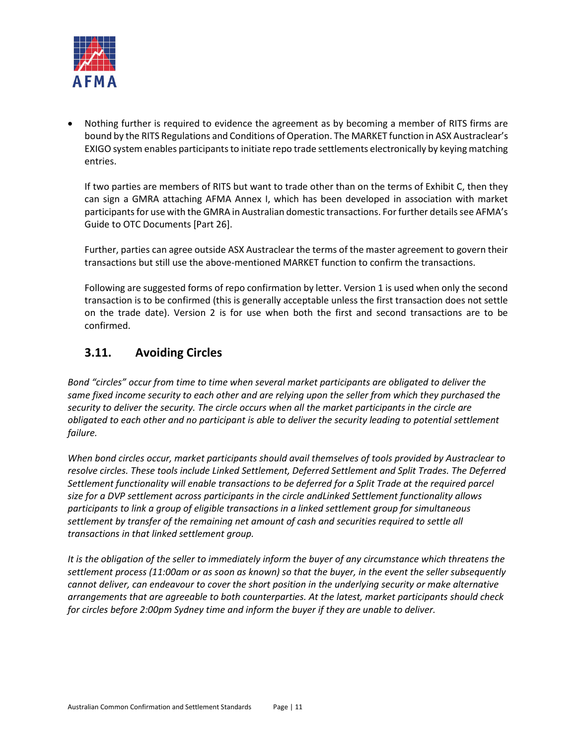- Nothing further is required to evidence the agreement as by becoming a member of RITS firms are bound by the RITS Regulations and Conditions of Operation. The MARKET function in ASX Austraclear's EXIGO system enables participants to initiate repo trade settlements electronically by keying matching entries.

  If two parties are members of RITS but want to trade other than on the terms of Exhibit C, then they can sign a GMRA attaching AFMA Annex I, which has been developed in association with market participants for use with the GMRA in Australian domestic transactions. For further details see AFMA's Guide to OTC Documents [Part 26].

  Further, parties can agree outside ASX Austraclear the terms of the master agreement to govern their transactions but still use the above-mentioned MARKET function to confirm the transactions.

  Following are suggested forms of repo confirmation by letter. Version 1 is used when only the second transaction is to be confirmed (this is generally acceptable unless the first transaction does not settle on the trade date). Version 2 is for use when both the first and second transactions are to be confirmed.

## 3.11. Avoiding Circles

*Bond "circles" occur from time to time when several market participants are obligated to deliver the same fixed income security to each other and are relying upon the seller from which they purchased the security to deliver the security. The circle occurs when all the market participants in the circle are obligated to each other and no participant is able to deliver the security leading to potential settlement failure.*

*When bond circles occur, market participants should avail themselves of tools provided by Austraclear to resolve circles. These tools include Linked Settlement, Deferred Settlement and Split Trades. The Deferred Settlement functionality will enable transactions to be deferred for a Split Trade at the required parcel size for a DVP settlement across participants in the circle andLinked Settlement functionality allows participants to link a group of eligible transactions in a linked settlement group for simultaneous settlement by transfer of the remaining net amount of cash and securities required to settle all transactions in that linked settlement group.*

*It is the obligation of the seller to immediately inform the buyer of any circumstance which threatens the settlement process (11:00am or as soon as known) so that the buyer, in the event the seller subsequently cannot deliver, can endeavour to cover the short position in the underlying security or make alternative arrangements that are agreeable to both counterparties. At the latest, market participants should check for circles before 2:00pm Sydney time and inform the buyer if they are unable to deliver.*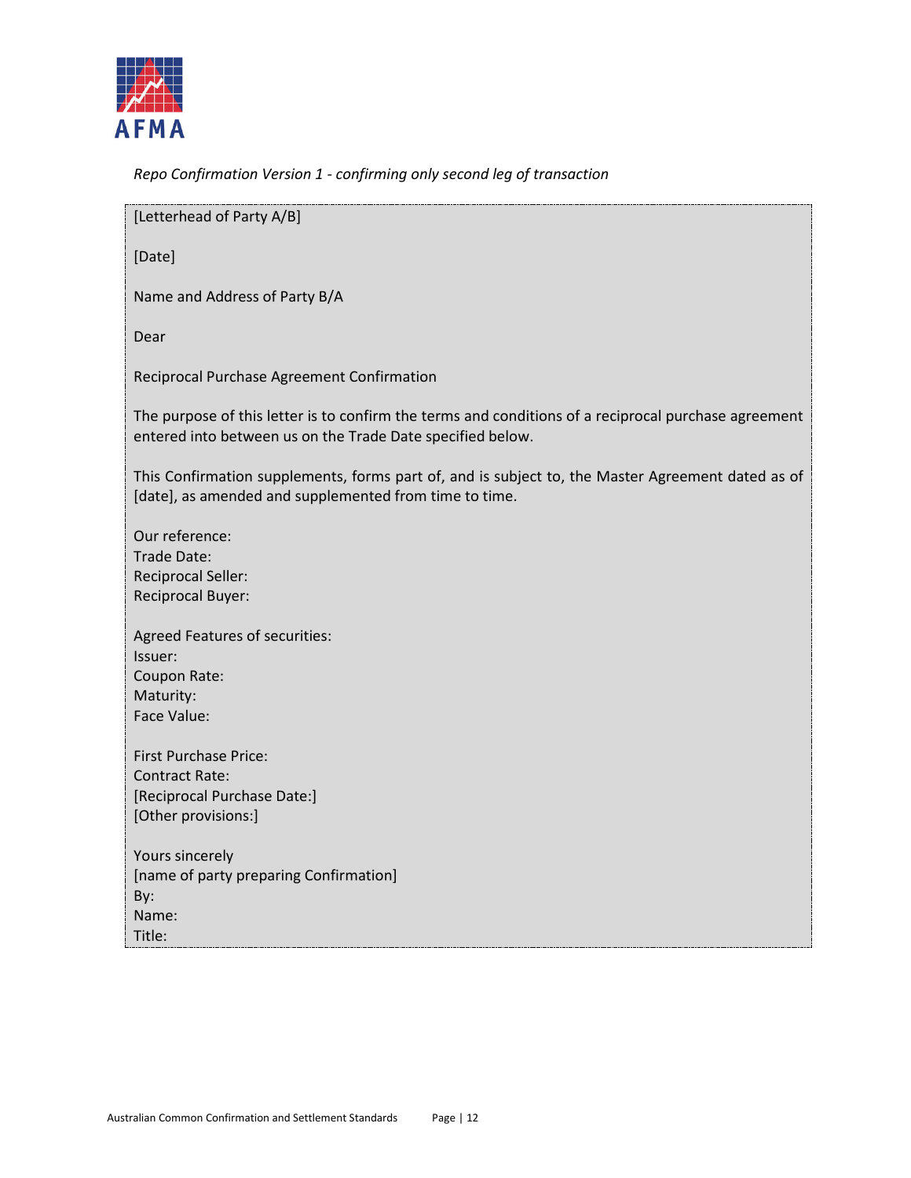*Repo Confirmation Version 1 - confirming only second leg of transaction*

[Letterhead of Party A/B]

[Date]

Name and Address of Party B/A

Dear

Reciprocal Purchase Agreement Confirmation

The purpose of this letter is to confirm the terms and conditions of a reciprocal purchase agreement entered into between us on the Trade Date specified below.

This Confirmation supplements, forms part of, and is subject to, the Master Agreement dated as of [date], as amended and supplemented from time to time.

Our reference:
Trade Date:
Reciprocal Seller:
Reciprocal Buyer:

Agreed Features of securities:
Issuer:
Coupon Rate:
Maturity:
Face Value:

First Purchase Price:
Contract Rate:
[Reciprocal Purchase Date:]
[Other provisions:]

Yours sincerely
[name of party preparing Confirmation]
By:
Name:
Title: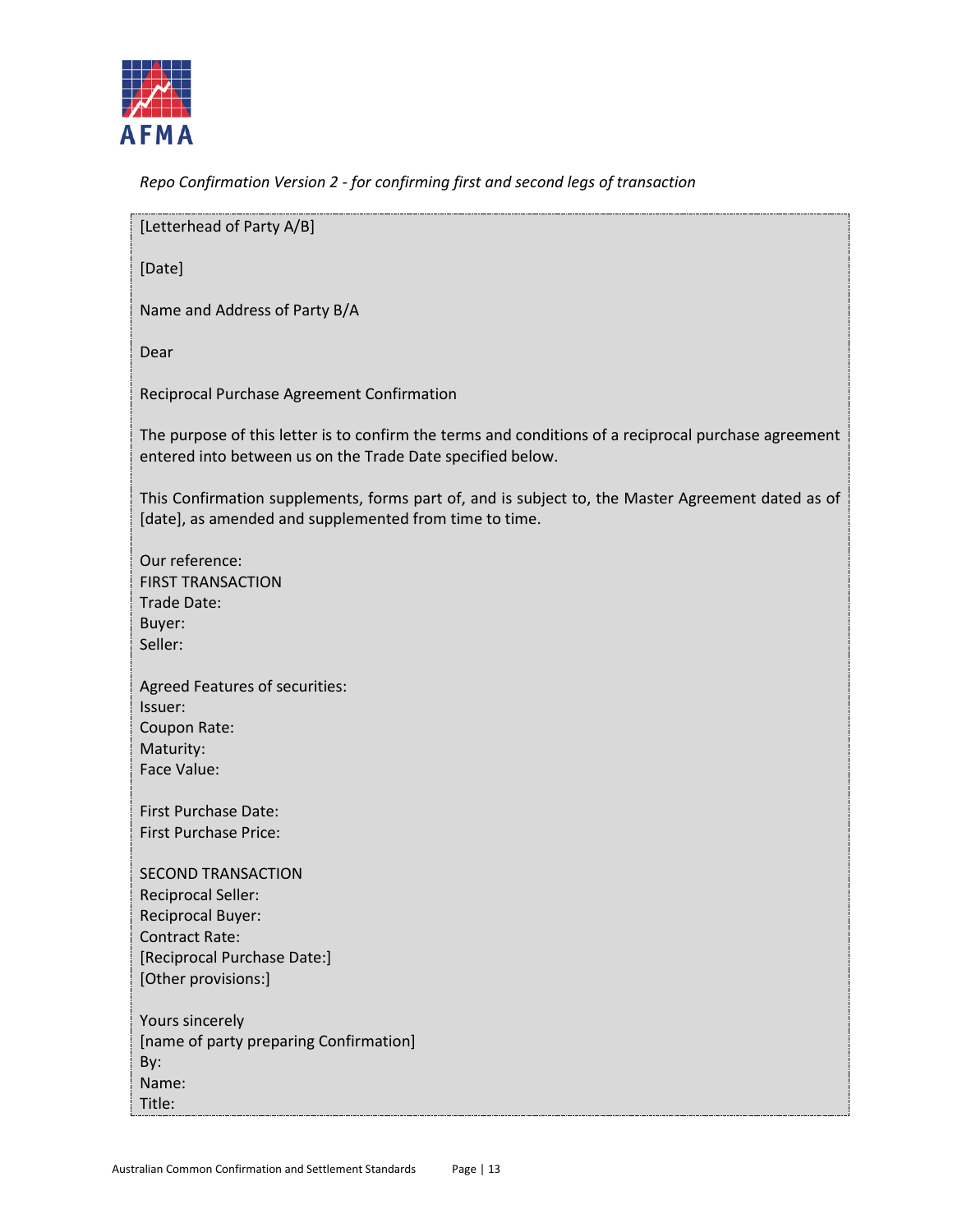*Repo Confirmation Version 2 - for confirming first and second legs of transaction*

[Letterhead of Party A/B]

[Date]

Name and Address of Party B/A

Dear

Reciprocal Purchase Agreement Confirmation

The purpose of this letter is to confirm the terms and conditions of a reciprocal purchase agreement entered into between us on the Trade Date specified below.

This Confirmation supplements, forms part of, and is subject to, the Master Agreement dated as of [date], as amended and supplemented from time to time.

Our reference:
FIRST TRANSACTION
Trade Date:
Buyer:
Seller:

Agreed Features of securities:
Issuer:
Coupon Rate:
Maturity:
Face Value:

First Purchase Date:
First Purchase Price:

SECOND TRANSACTION
Reciprocal Seller:
Reciprocal Buyer:
Contract Rate:
[Reciprocal Purchase Date:]
[Other provisions:]

Yours sincerely
[name of party preparing Confirmation]
By:
Name:
Title: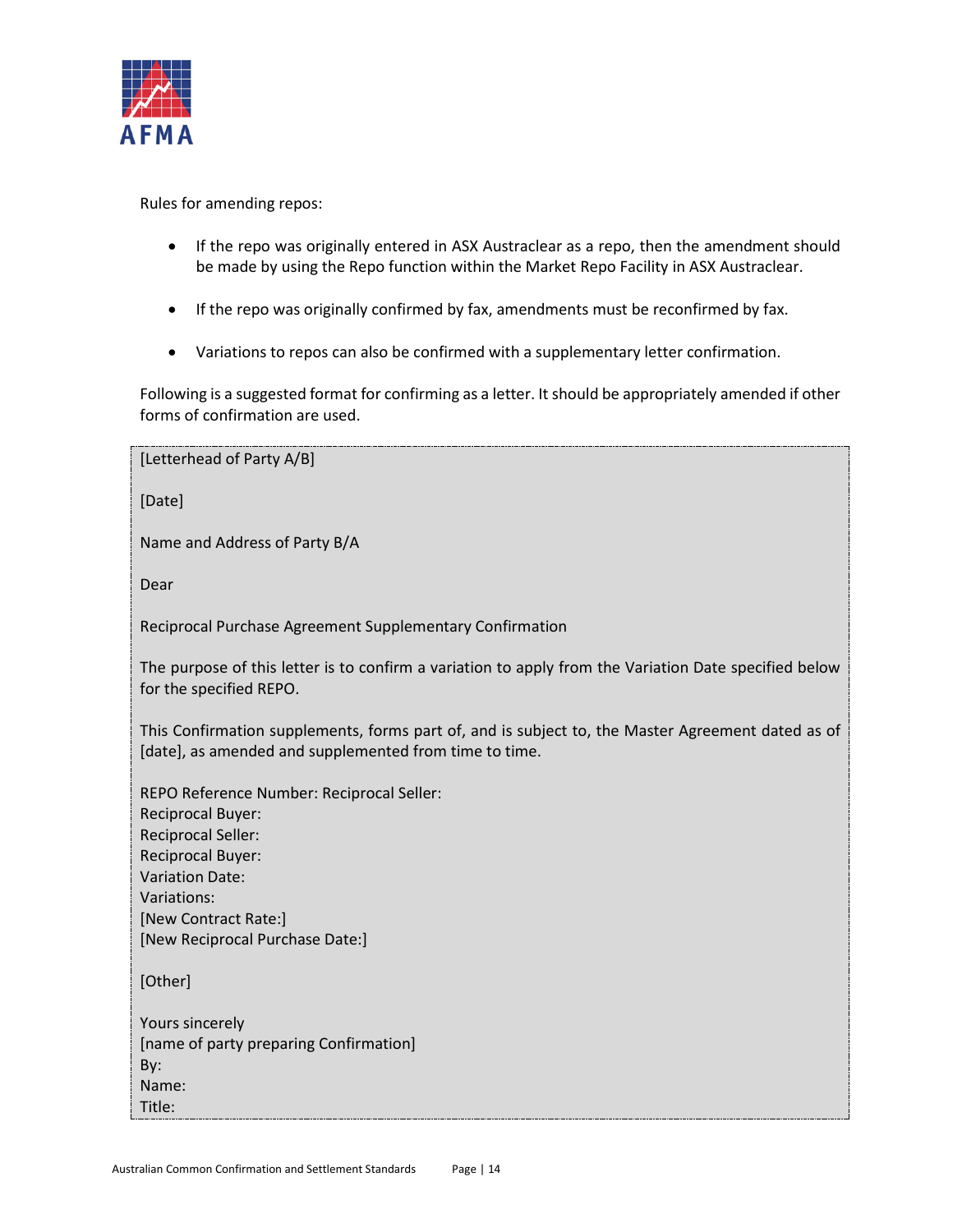Rules for amending repos:

- If the repo was originally entered in ASX Austraclear as a repo, then the amendment should be made by using the Repo function within the Market Repo Facility in ASX Austraclear.
- If the repo was originally confirmed by fax, amendments must be reconfirmed by fax.
- Variations to repos can also be confirmed with a supplementary letter confirmation.

Following is a suggested format for confirming as a letter. It should be appropriately amended if other forms of confirmation are used.

[Letterhead of Party A/B]

[Date]

Name and Address of Party B/A

Dear

Reciprocal Purchase Agreement Supplementary Confirmation

The purpose of this letter is to confirm a variation to apply from the Variation Date specified below for the specified REPO.

This Confirmation supplements, forms part of, and is subject to, the Master Agreement dated as of [date], as amended and supplemented from time to time.

REPO Reference Number: Reciprocal Seller:
Reciprocal Buyer:
Reciprocal Seller:
Reciprocal Buyer:
Variation Date:
Variations:
[New Contract Rate:]
[New Reciprocal Purchase Date:]

[Other]

Yours sincerely
[name of party preparing Confirmation]
By:
Name:
Title: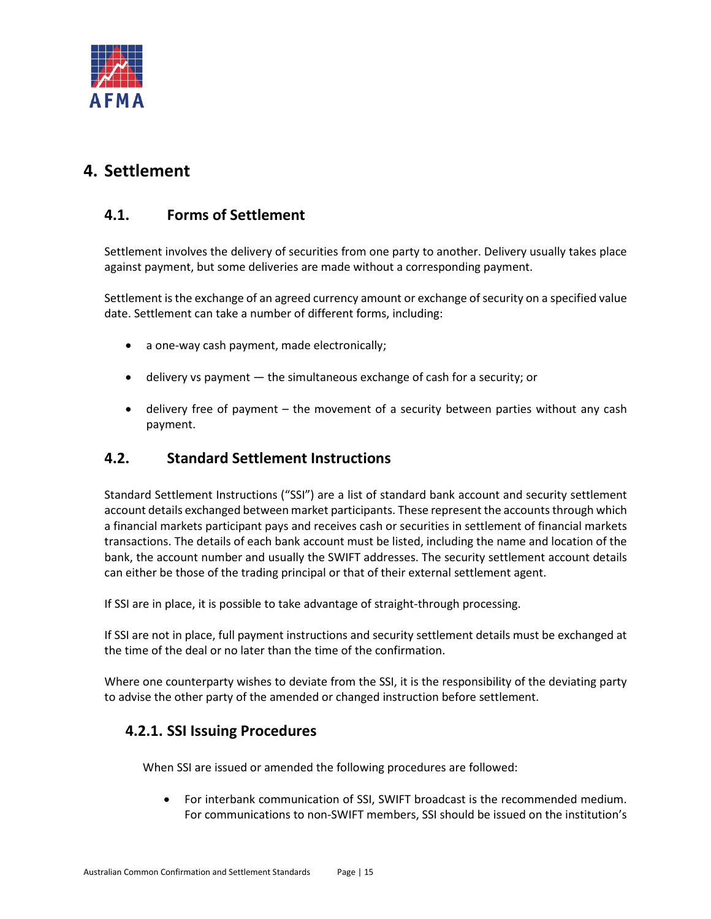# 4. Settlement

## 4.1. Forms of Settlement

Settlement involves the delivery of securities from one party to another. Delivery usually takes place against payment, but some deliveries are made without a corresponding payment.

Settlement is the exchange of an agreed currency amount or exchange of security on a specified value date. Settlement can take a number of different forms, including:

- a one-way cash payment, made electronically;
- delivery vs payment — the simultaneous exchange of cash for a security; or
- delivery free of payment – the movement of a security between parties without any cash payment.

## 4.2. Standard Settlement Instructions

Standard Settlement Instructions ("SSI") are a list of standard bank account and security settlement account details exchanged between market participants. These represent the accounts through which a financial markets participant pays and receives cash or securities in settlement of financial markets transactions. The details of each bank account must be listed, including the name and location of the bank, the account number and usually the SWIFT addresses. The security settlement account details can either be those of the trading principal or that of their external settlement agent.

If SSI are in place, it is possible to take advantage of straight-through processing.

If SSI are not in place, full payment instructions and security settlement details must be exchanged at the time of the deal or no later than the time of the confirmation.

Where one counterparty wishes to deviate from the SSI, it is the responsibility of the deviating party to advise the other party of the amended or changed instruction before settlement.

### 4.2.1. SSI Issuing Procedures

When SSI are issued or amended the following procedures are followed:

- For interbank communication of SSI, SWIFT broadcast is the recommended medium. For communications to non-SWIFT members, SSI should be issued on the institution's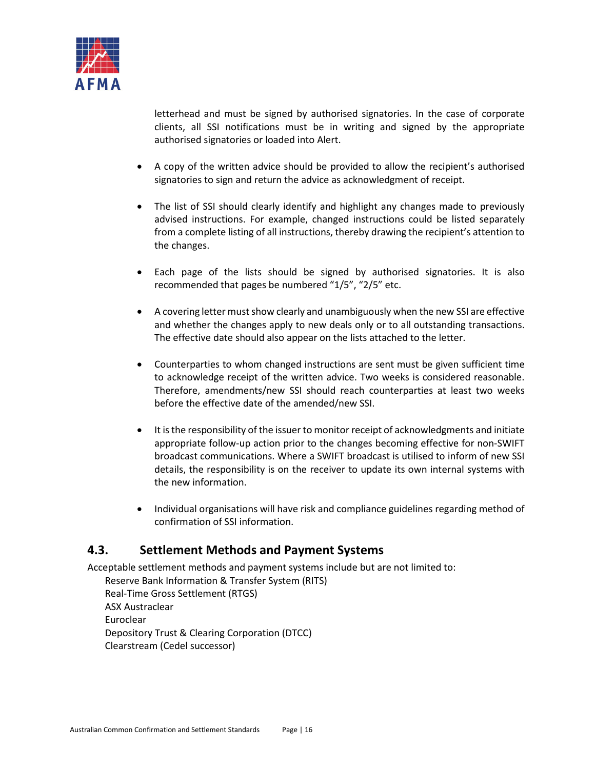letterhead and must be signed by authorised signatories. In the case of corporate clients, all SSI notifications must be in writing and signed by the appropriate authorised signatories or loaded into Alert.

- A copy of the written advice should be provided to allow the recipient's authorised signatories to sign and return the advice as acknowledgment of receipt.

- The list of SSI should clearly identify and highlight any changes made to previously advised instructions. For example, changed instructions could be listed separately from a complete listing of all instructions, thereby drawing the recipient's attention to the changes.

- Each page of the lists should be signed by authorised signatories. It is also recommended that pages be numbered "1/5", "2/5" etc.

- A covering letter must show clearly and unambiguously when the new SSI are effective and whether the changes apply to new deals only or to all outstanding transactions. The effective date should also appear on the lists attached to the letter.

- Counterparties to whom changed instructions are sent must be given sufficient time to acknowledge receipt of the written advice. Two weeks is considered reasonable. Therefore, amendments/new SSI should reach counterparties at least two weeks before the effective date of the amended/new SSI.

- It is the responsibility of the issuer to monitor receipt of acknowledgments and initiate appropriate follow-up action prior to the changes becoming effective for non-SWIFT broadcast communications. Where a SWIFT broadcast is utilised to inform of new SSI details, the responsibility is on the receiver to update its own internal systems with the new information.

- Individual organisations will have risk and compliance guidelines regarding method of confirmation of SSI information.

## 4.3. Settlement Methods and Payment Systems

Acceptable settlement methods and payment systems include but are not limited to:

Reserve Bank Information & Transfer System (RITS)
Real-Time Gross Settlement (RTGS)
ASX Austraclear
Euroclear
Depository Trust & Clearing Corporation (DTCC)
Clearstream (Cedel successor)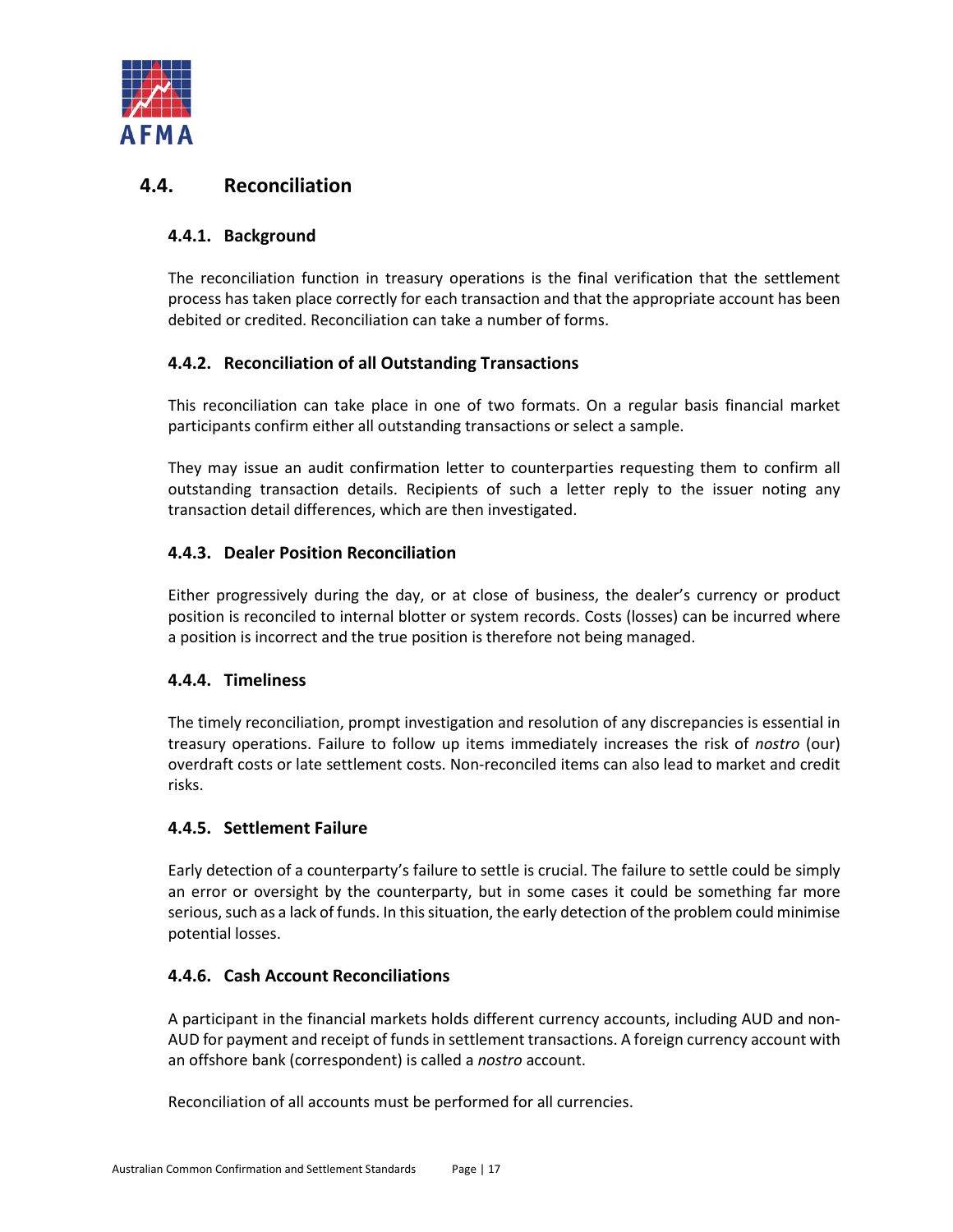## 4.4. Reconciliation

### 4.4.1. Background

The reconciliation function in treasury operations is the final verification that the settlement process has taken place correctly for each transaction and that the appropriate account has been debited or credited. Reconciliation can take a number of forms.

### 4.4.2. Reconciliation of all Outstanding Transactions

This reconciliation can take place in one of two formats. On a regular basis financial market participants confirm either all outstanding transactions or select a sample.

They may issue an audit confirmation letter to counterparties requesting them to confirm all outstanding transaction details. Recipients of such a letter reply to the issuer noting any transaction detail differences, which are then investigated.

### 4.4.3. Dealer Position Reconciliation

Either progressively during the day, or at close of business, the dealer's currency or product position is reconciled to internal blotter or system records. Costs (losses) can be incurred where a position is incorrect and the true position is therefore not being managed.

### 4.4.4. Timeliness

The timely reconciliation, prompt investigation and resolution of any discrepancies is essential in treasury operations. Failure to follow up items immediately increases the risk of *nostro* (our) overdraft costs or late settlement costs. Non-reconciled items can also lead to market and credit risks.

### 4.4.5. Settlement Failure

Early detection of a counterparty's failure to settle is crucial. The failure to settle could be simply an error or oversight by the counterparty, but in some cases it could be something far more serious, such as a lack of funds. In this situation, the early detection of the problem could minimise potential losses.

### 4.4.6. Cash Account Reconciliations

A participant in the financial markets holds different currency accounts, including AUD and non-AUD for payment and receipt of funds in settlement transactions. A foreign currency account with an offshore bank (correspondent) is called a *nostro* account.

Reconciliation of all accounts must be performed for all currencies.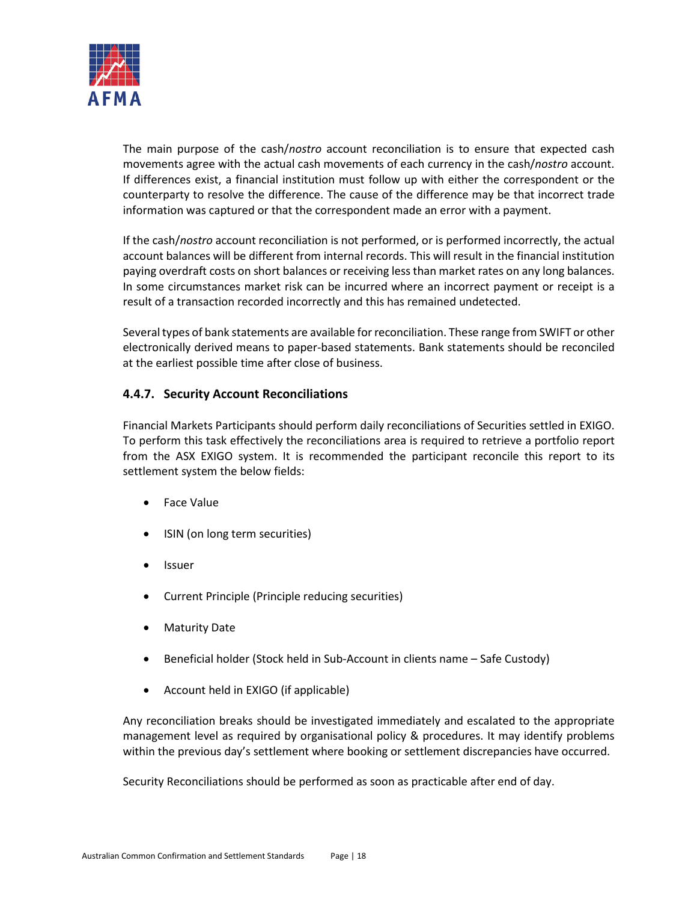The main purpose of the cash/*nostro* account reconciliation is to ensure that expected cash movements agree with the actual cash movements of each currency in the cash/*nostro* account. If differences exist, a financial institution must follow up with either the correspondent or the counterparty to resolve the difference. The cause of the difference may be that incorrect trade information was captured or that the correspondent made an error with a payment.

If the cash/*nostro* account reconciliation is not performed, or is performed incorrectly, the actual account balances will be different from internal records. This will result in the financial institution paying overdraft costs on short balances or receiving less than market rates on any long balances. In some circumstances market risk can be incurred where an incorrect payment or receipt is a result of a transaction recorded incorrectly and this has remained undetected.

Several types of bank statements are available for reconciliation. These range from SWIFT or other electronically derived means to paper-based statements. Bank statements should be reconciled at the earliest possible time after close of business.

### 4.4.7. Security Account Reconciliations

Financial Markets Participants should perform daily reconciliations of Securities settled in EXIGO. To perform this task effectively the reconciliations area is required to retrieve a portfolio report from the ASX EXIGO system. It is recommended the participant reconcile this report to its settlement system the below fields:

- Face Value
- ISIN (on long term securities)
- Issuer
- Current Principle (Principle reducing securities)
- Maturity Date
- Beneficial holder (Stock held in Sub-Account in clients name – Safe Custody)
- Account held in EXIGO (if applicable)

Any reconciliation breaks should be investigated immediately and escalated to the appropriate management level as required by organisational policy & procedures. It may identify problems within the previous day's settlement where booking or settlement discrepancies have occurred.

Security Reconciliations should be performed as soon as practicable after end of day.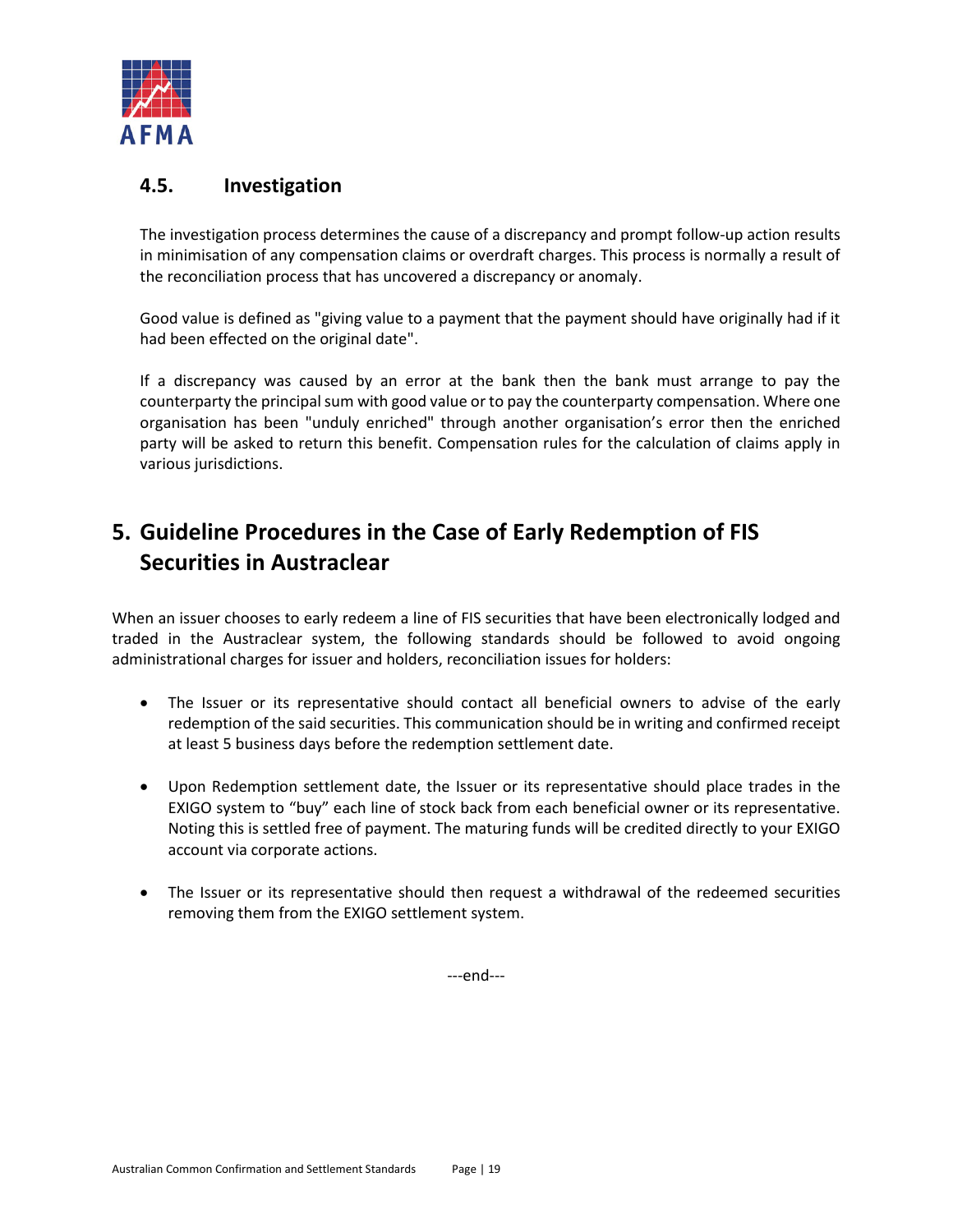### 4.5. Investigation

The investigation process determines the cause of a discrepancy and prompt follow-up action results in minimisation of any compensation claims or overdraft charges. This process is normally a result of the reconciliation process that has uncovered a discrepancy or anomaly.

Good value is defined as "giving value to a payment that the payment should have originally had if it had been effected on the original date".

If a discrepancy was caused by an error at the bank then the bank must arrange to pay the counterparty the principal sum with good value or to pay the counterparty compensation. Where one organisation has been "unduly enriched" through another organisation's error then the enriched party will be asked to return this benefit. Compensation rules for the calculation of claims apply in various jurisdictions.

## 5. Guideline Procedures in the Case of Early Redemption of FIS Securities in Austraclear

When an issuer chooses to early redeem a line of FIS securities that have been electronically lodged and traded in the Austraclear system, the following standards should be followed to avoid ongoing administrational charges for issuer and holders, reconciliation issues for holders:

- The Issuer or its representative should contact all beneficial owners to advise of the early redemption of the said securities. This communication should be in writing and confirmed receipt at least 5 business days before the redemption settlement date.
- Upon Redemption settlement date, the Issuer or its representative should place trades in the EXIGO system to "buy" each line of stock back from each beneficial owner or its representative. Noting this is settled free of payment. The maturing funds will be credited directly to your EXIGO account via corporate actions.
- The Issuer or its representative should then request a withdrawal of the redeemed securities removing them from the EXIGO settlement system.

---end---